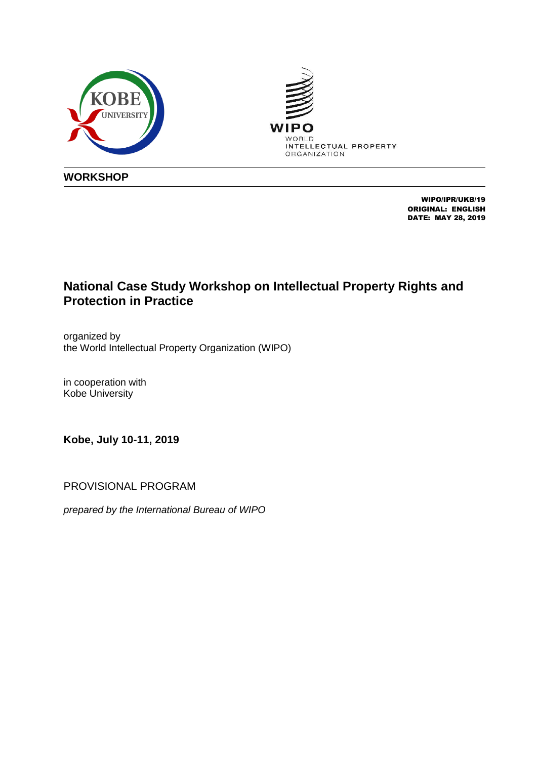**WORKSHOP**

**WIPO/IPR/UKB/19**
**ORIGINAL: ENGLISH**
**DATE: MAY 28, 2019**

# National Case Study Workshop on Intellectual Property Rights and Protection in Practice

organized by
the World Intellectual Property Organization (WIPO)

in cooperation with
Kobe University

**Kobe, July 10-11, 2019**

PROVISIONAL PROGRAM

*prepared by the International Bureau of WIPO*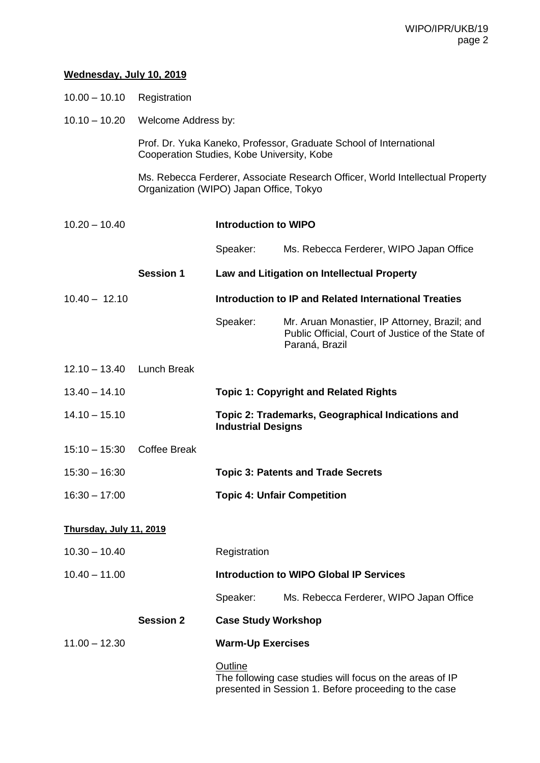**Wednesday, July 10, 2019**

| | | | |
|---|---|---|---|
| 10.00 – 10.10 | Registration | | |
| 10.10 – 10.20 | Welcome Address by: | | |
| | Prof. Dr. Yuka Kaneko, Professor, Graduate School of International Cooperation Studies, Kobe University, Kobe | | |
| | Ms. Rebecca Ferderer, Associate Research Officer, World Intellectual Property Organization (WIPO) Japan Office, Tokyo | | |
| 10.20 – 10.40 | | **Introduction to WIPO** | |
| | | Speaker: | Ms. Rebecca Ferderer, WIPO Japan Office |
| | **Session 1** | **Law and Litigation on Intellectual Property** | |
| 10.40 – 12.10 | | **Introduction to IP and Related International Treaties** | |
| | | Speaker: | Mr. Aruan Monastier, IP Attorney, Brazil; and Public Official, Court of Justice of the State of Paraná, Brazil |
| 12.10 – 13.40 | Lunch Break | | |
| 13.40 – 14.10 | | **Topic 1: Copyright and Related Rights** | |
| 14.10 – 15.10 | | **Topic 2: Trademarks, Geographical Indications and Industrial Designs** | |
| 15:10 – 15:30 | Coffee Break | | |
| 15:30 – 16:30 | | **Topic 3: Patents and Trade Secrets** | |
| 16:30 – 17:00 | | **Topic 4: Unfair Competition** | |

**Thursday, July 11, 2019**

| | | | |
|---|---|---|---|
| 10.30 – 10.40 | | Registration | |
| 10.40 – 11.00 | | **Introduction to WIPO Global IP Services** | |
| | | Speaker: | Ms. Rebecca Ferderer, WIPO Japan Office |
| | **Session 2** | **Case Study Workshop** | |
| 11.00 – 12.30 | | **Warm-Up Exercises** | |

Outline
The following case studies will focus on the areas of IP presented in Session 1. Before proceeding to the case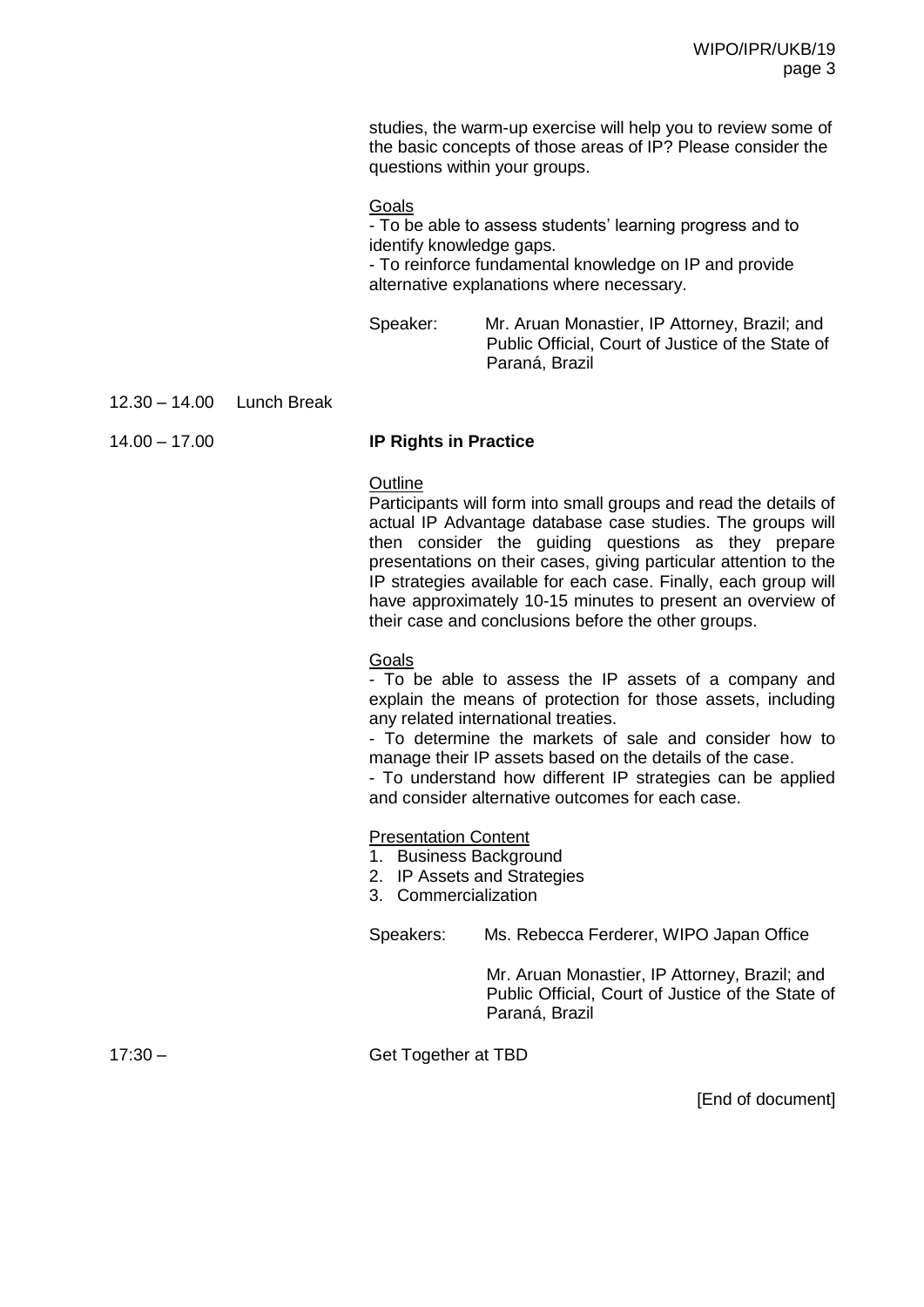studies, the warm-up exercise will help you to review some of the basic concepts of those areas of IP? Please consider the questions within your groups.

Goals

- To be able to assess students' learning progress and to identify knowledge gaps.
- To reinforce fundamental knowledge on IP and provide alternative explanations where necessary.

Speaker: Mr. Aruan Monastier, IP Attorney, Brazil; and Public Official, Court of Justice of the State of Paraná, Brazil

12.30 – 14.00 Lunch Break

14.00 – 17.00 **IP Rights in Practice**

Outline

Participants will form into small groups and read the details of actual IP Advantage database case studies. The groups will then consider the guiding questions as they prepare presentations on their cases, giving particular attention to the IP strategies available for each case. Finally, each group will have approximately 10-15 minutes to present an overview of their case and conclusions before the other groups.

Goals

- To be able to assess the IP assets of a company and explain the means of protection for those assets, including any related international treaties.
- To determine the markets of sale and consider how to manage their IP assets based on the details of the case.
- To understand how different IP strategies can be applied and consider alternative outcomes for each case.

Presentation Content

1. Business Background
2. IP Assets and Strategies
3. Commercialization

Speakers: Ms. Rebecca Ferderer, WIPO Japan Office

Mr. Aruan Monastier, IP Attorney, Brazil; and Public Official, Court of Justice of the State of Paraná, Brazil

17:30 – Get Together at TBD

[End of document]